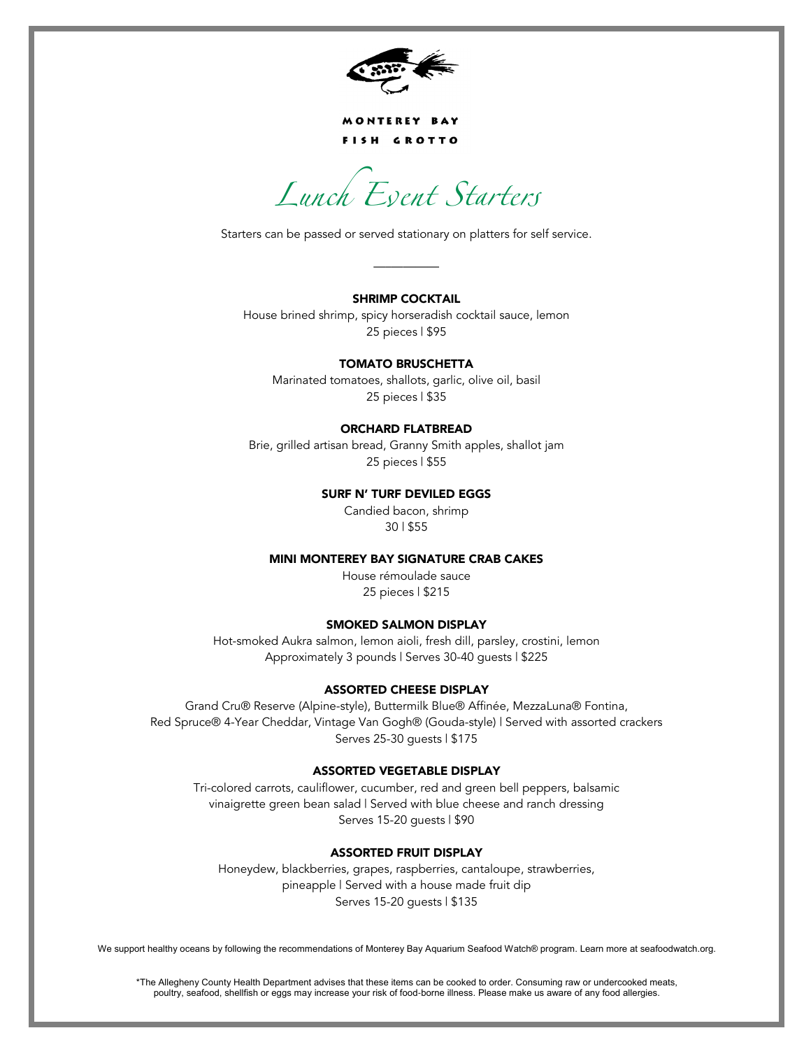MONTEREY BAY
FISH GROTTO

# *Lunch Event Starters*

Starters can be passed or served stationary on platters for self service.

---

**SHRIMP COCKTAIL**
House brined shrimp, spicy horseradish cocktail sauce, lemon
25 pieces | $95

**TOMATO BRUSCHETTA**
Marinated tomatoes, shallots, garlic, olive oil, basil
25 pieces | $35

**ORCHARD FLATBREAD**
Brie, grilled artisan bread, Granny Smith apples, shallot jam
25 pieces | $55

**SURF N' TURF DEVILED EGGS**
Candied bacon, shrimp
30 | $55

**MINI MONTEREY BAY SIGNATURE CRAB CAKES**
House rémoulade sauce
25 pieces | $215

**SMOKED SALMON DISPLAY**
Hot-smoked Aukra salmon, lemon aioli, fresh dill, parsley, crostini, lemon
Approximately 3 pounds | Serves 30-40 guests | $225

**ASSORTED CHEESE DISPLAY**
Grand Cru® Reserve (Alpine-style), Buttermilk Blue® Affinée, MezzaLuna® Fontina,
Red Spruce® 4-Year Cheddar, Vintage Van Gogh® (Gouda-style) | Served with assorted crackers
Serves 25-30 guests | $175

**ASSORTED VEGETABLE DISPLAY**
Tri-colored carrots, cauliflower, cucumber, red and green bell peppers, balsamic vinaigrette green bean salad | Served with blue cheese and ranch dressing
Serves 15-20 guests | $90

**ASSORTED FRUIT DISPLAY**
Honeydew, blackberries, grapes, raspberries, cantaloupe, strawberries, pineapple | Served with a house made fruit dip
Serves 15-20 guests | $135

We support healthy oceans by following the recommendations of Monterey Bay Aquarium Seafood Watch® program. Learn more at seafoodwatch.org.

*The Allegheny County Health Department advises that these items can be cooked to order. Consuming raw or undercooked meats, poultry, seafood, shellfish or eggs may increase your risk of food-borne illness. Please make us aware of any food allergies.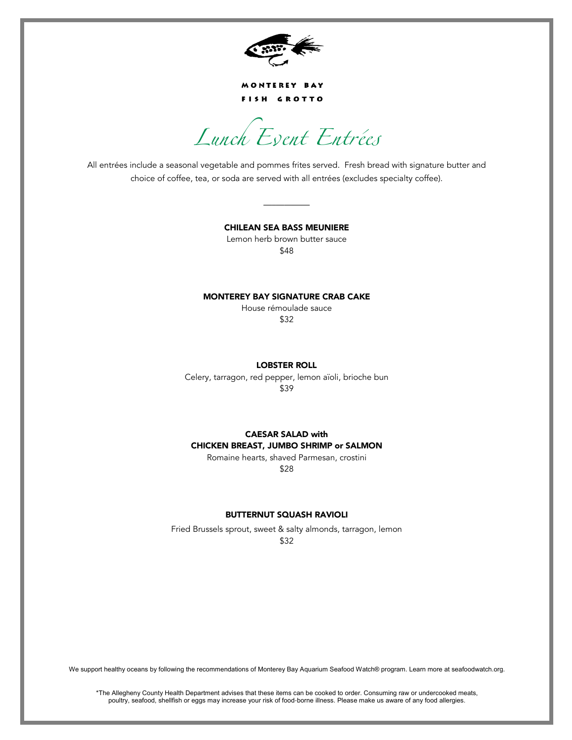MONTEREY BAY
FISH GROTTO

# *Lunch Event Entrées*

All entrées include a seasonal vegetable and pommes frites served. Fresh bread with signature butter and choice of coffee, tea, or soda are served with all entrées (excludes specialty coffee).

---

**CHILEAN SEA BASS MEUNIERE**

Lemon herb brown butter sauce

$48

**MONTEREY BAY SIGNATURE CRAB CAKE**

House rémoulade sauce

$32

**LOBSTER ROLL**

Celery, tarragon, red pepper, lemon aïoli, brioche bun

$39

**CAESAR SALAD with**
**CHICKEN BREAST, JUMBO SHRIMP or SALMON**

Romaine hearts, shaved Parmesan, crostini

$28

**BUTTERNUT SQUASH RAVIOLI**

Fried Brussels sprout, sweet & salty almonds, tarragon, lemon

$32

We support healthy oceans by following the recommendations of Monterey Bay Aquarium Seafood Watch® program. Learn more at seafoodwatch.org.

*The Allegheny County Health Department advises that these items can be cooked to order. Consuming raw or undercooked meats, poultry, seafood, shellfish or eggs may increase your risk of food-borne illness. Please make us aware of any food allergies.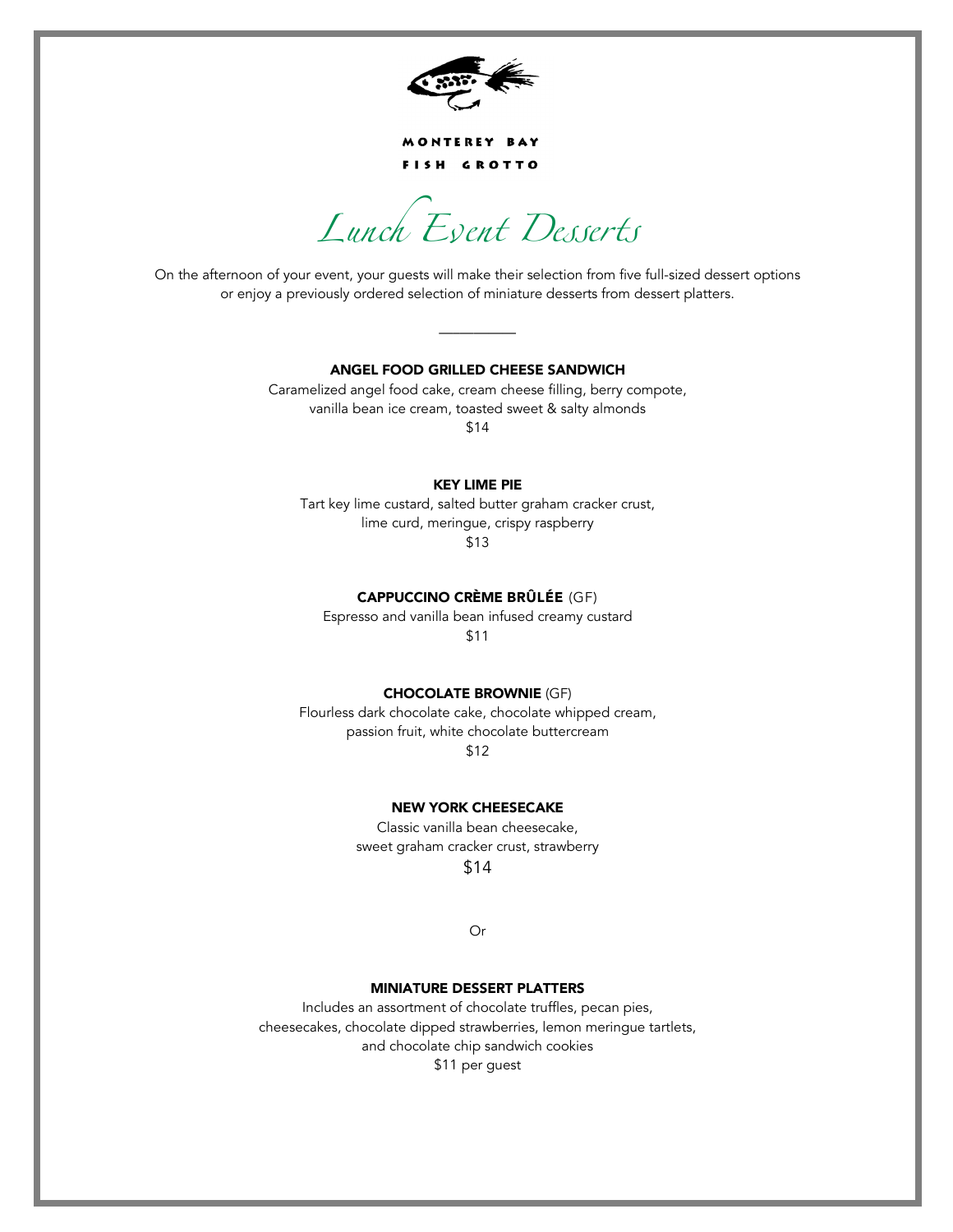MONTEREY BAY

FISH GROTTO

# *Lunch Event Desserts*

On the afternoon of your event, your guests will make their selection from five full-sized dessert options or enjoy a previously ordered selection of miniature desserts from dessert platters.

---

**ANGEL FOOD GRILLED CHEESE SANDWICH**

Caramelized angel food cake, cream cheese filling, berry compote, vanilla bean ice cream, toasted sweet & salty almonds

$14

**KEY LIME PIE**

Tart key lime custard, salted butter graham cracker crust, lime curd, meringue, crispy raspberry

$13

**CAPPUCCINO CRÈME BRÛLÉE** (GF)

Espresso and vanilla bean infused creamy custard

$11

**CHOCOLATE BROWNIE** (GF)

Flourless dark chocolate cake, chocolate whipped cream, passion fruit, white chocolate buttercream

$12

**NEW YORK CHEESECAKE**

Classic vanilla bean cheesecake, sweet graham cracker crust, strawberry

$14

Or

**MINIATURE DESSERT PLATTERS**

Includes an assortment of chocolate truffles, pecan pies, cheesecakes, chocolate dipped strawberries, lemon meringue tartlets, and chocolate chip sandwich cookies

$11 per guest